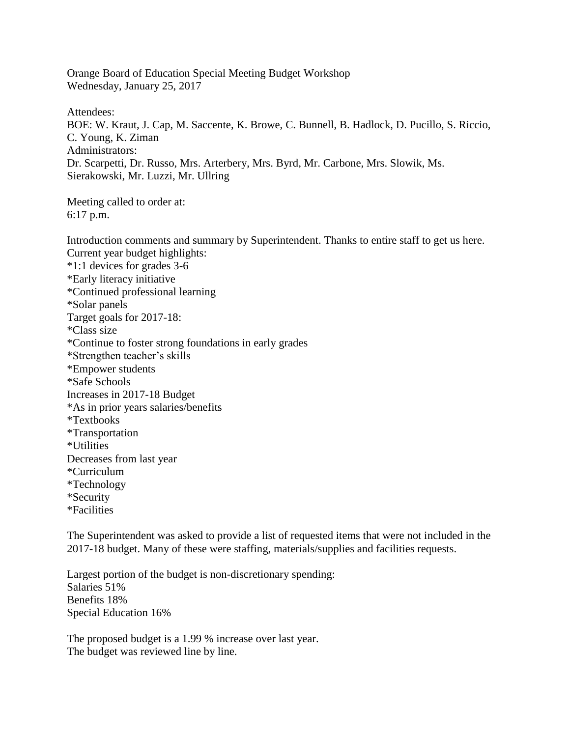Orange Board of Education Special Meeting Budget Workshop
Wednesday, January 25, 2017

Attendees:
BOE: W. Kraut, J. Cap, M. Saccente, K. Browe, C. Bunnell, B. Hadlock, D. Pucillo, S. Riccio, C. Young, K. Ziman
Administrators:
Dr. Scarpetti, Dr. Russo, Mrs. Arterbery, Mrs. Byrd, Mr. Carbone, Mrs. Slowik, Ms. Sierakowski, Mr. Luzzi, Mr. Ullring

Meeting called to order at:
6:17 p.m.

Introduction comments and summary by Superintendent. Thanks to entire staff to get us here.
Current year budget highlights:
*1:1 devices for grades 3-6
*Early literacy initiative
*Continued professional learning
*Solar panels
Target goals for 2017-18:
*Class size
*Continue to foster strong foundations in early grades
*Strengthen teacher's skills
*Empower students
*Safe Schools
Increases in 2017-18 Budget
*As in prior years salaries/benefits
*Textbooks
*Transportation
*Utilities
Decreases from last year
*Curriculum
*Technology
*Security
*Facilities

The Superintendent was asked to provide a list of requested items that were not included in the 2017-18 budget. Many of these were staffing, materials/supplies and facilities requests.

Largest portion of the budget is non-discretionary spending:
Salaries 51%
Benefits 18%
Special Education 16%

The proposed budget is a 1.99 % increase over last year.
The budget was reviewed line by line.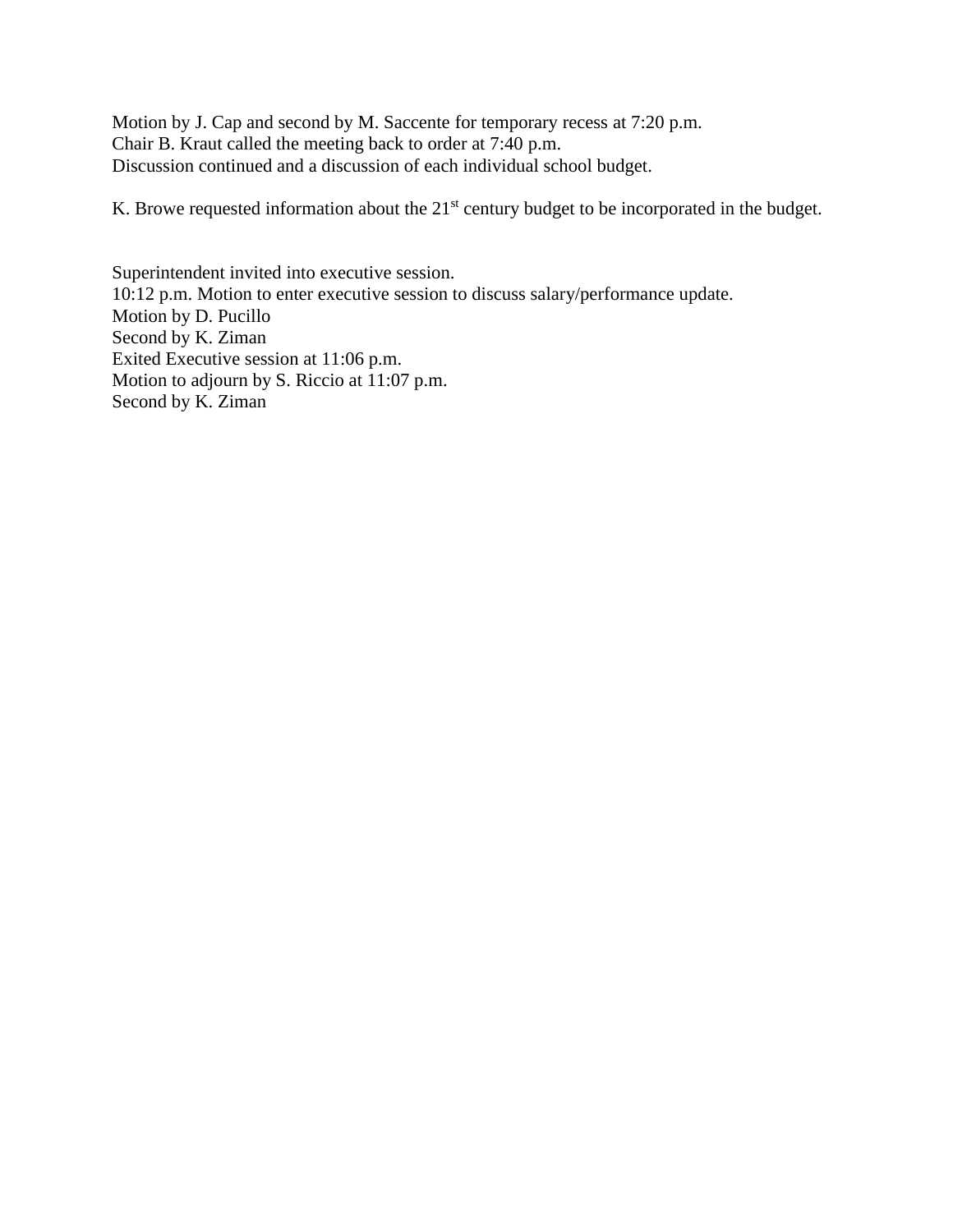Motion by J. Cap and second by M. Saccente for temporary recess at 7:20 p.m.
Chair B. Kraut called the meeting back to order at 7:40 p.m.
Discussion continued and a discussion of each individual school budget.

K. Browe requested information about the 21st century budget to be incorporated in the budget.

Superintendent invited into executive session.
10:12 p.m. Motion to enter executive session to discuss salary/performance update.
Motion by D. Pucillo
Second by K. Ziman
Exited Executive session at 11:06 p.m.
Motion to adjourn by S. Riccio at 11:07 p.m.
Second by K. Ziman